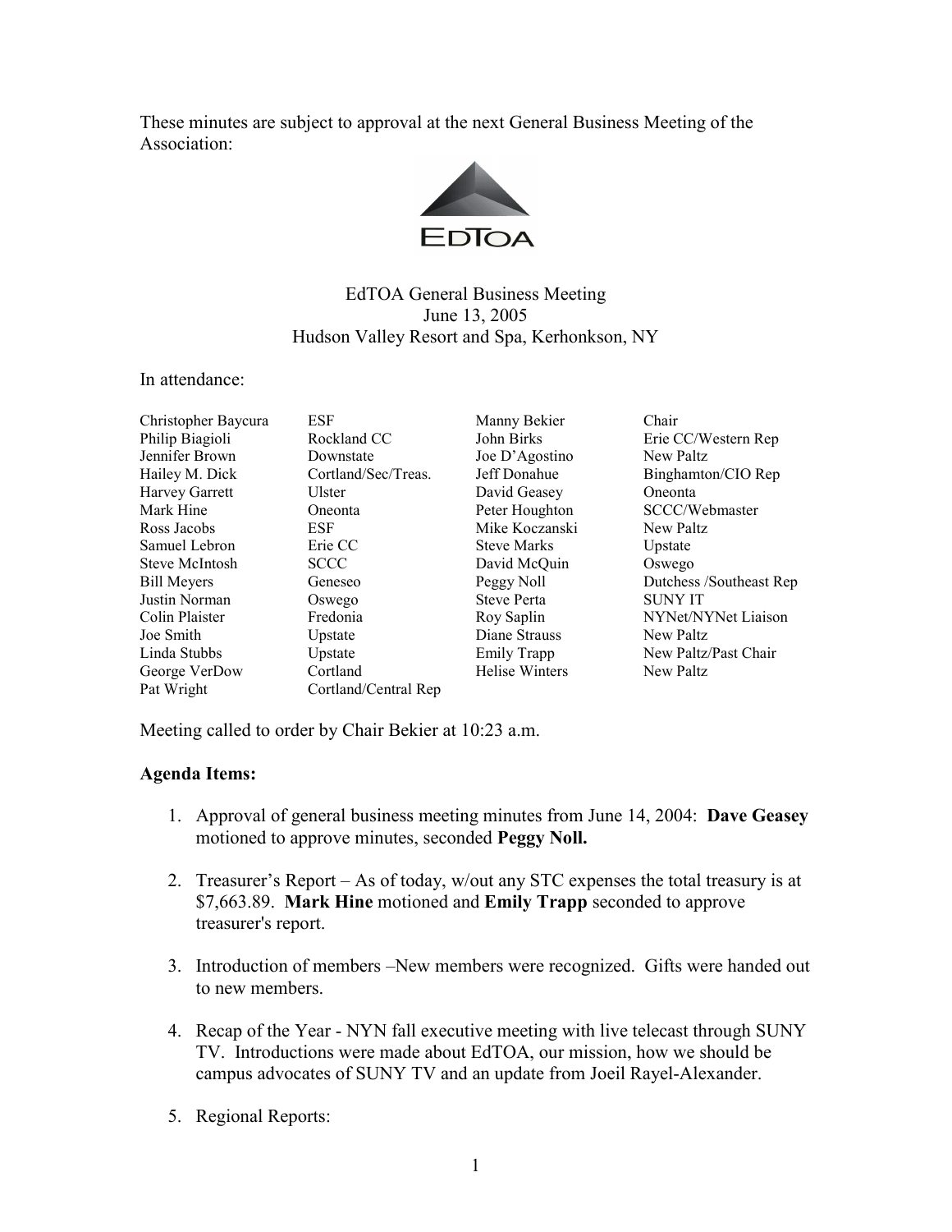These minutes are subject to approval at the next General Business Meeting of the Association:

EdTOA

EdTOA General Business Meeting
June 13, 2005
Hudson Valley Resort and Spa, Kerhonkson, NY

In attendance:

| | | | |
|---|---|---|---|
| Christopher Baycura | ESF | Manny Bekier | Chair |
| Philip Biagioli | Rockland CC | John Birks | Erie CC/Western Rep |
| Jennifer Brown | Downstate | Joe D'Agostino | New Paltz |
| Hailey M. Dick | Cortland/Sec/Treas. | Jeff Donahue | Binghamton/CIO Rep |
| Harvey Garrett | Ulster | David Geasey | Oneonta |
| Mark Hine | Oneonta | Peter Houghton | SCCC/Webmaster |
| Ross Jacobs | ESF | Mike Koczanski | New Paltz |
| Samuel Lebron | Erie CC | Steve Marks | Upstate |
| Steve McIntosh | SCCC | David McQuin | Oswego |
| Bill Meyers | Geneseo | Peggy Noll | Dutchess /Southeast Rep |
| Justin Norman | Oswego | Steve Perta | SUNY IT |
| Colin Plaister | Fredonia | Roy Saplin | NYNet/NYNet Liaison |
| Joe Smith | Upstate | Diane Strauss | New Paltz |
| Linda Stubbs | Upstate | Emily Trapp | New Paltz/Past Chair |
| George VerDow | Cortland | Helise Winters | New Paltz |
| Pat Wright | Cortland/Central Rep | | |

Meeting called to order by Chair Bekier at 10:23 a.m.

**Agenda Items:**

1. Approval of general business meeting minutes from June 14, 2004: **Dave Geasey** motioned to approve minutes, seconded **Peggy Noll.**

2. Treasurer's Report – As of today, w/out any STC expenses the total treasury is at $7,663.89. **Mark Hine** motioned and **Emily Trapp** seconded to approve treasurer's report.

3. Introduction of members –New members were recognized. Gifts were handed out to new members.

4. Recap of the Year - NYN fall executive meeting with live telecast through SUNY TV. Introductions were made about EdTOA, our mission, how we should be campus advocates of SUNY TV and an update from Joeil Rayel-Alexander.

5. Regional Reports: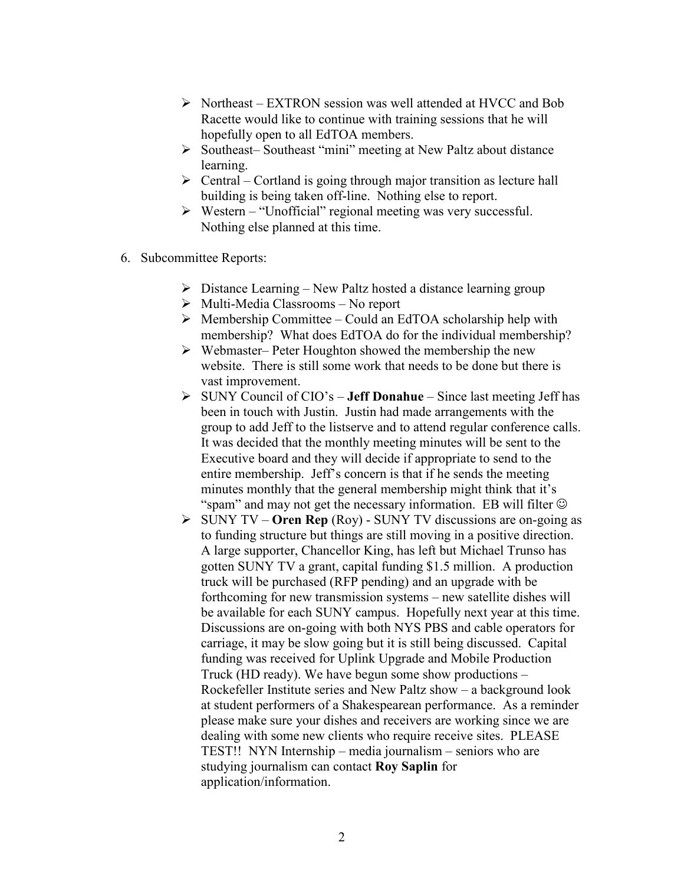- Northeast – EXTRON session was well attended at HVCC and Bob Racette would like to continue with training sessions that he will hopefully open to all EdTOA members.
- Southeast– Southeast "mini" meeting at New Paltz about distance learning.
- Central – Cortland is going through major transition as lecture hall building is being taken off-line. Nothing else to report.
- Western – "Unofficial" regional meeting was very successful. Nothing else planned at this time.

6. Subcommittee Reports:

   - Distance Learning – New Paltz hosted a distance learning group
   - Multi-Media Classrooms – No report
   - Membership Committee – Could an EdTOA scholarship help with membership? What does EdTOA do for the individual membership?
   - Webmaster– Peter Houghton showed the membership the new website. There is still some work that needs to be done but there is vast improvement.
   - SUNY Council of CIO's – **Jeff Donahue** – Since last meeting Jeff has been in touch with Justin. Justin had made arrangements with the group to add Jeff to the listserve and to attend regular conference calls. It was decided that the monthly meeting minutes will be sent to the Executive board and they will decide if appropriate to send to the entire membership. Jeff's concern is that if he sends the meeting minutes monthly that the general membership might think that it's "spam" and may not get the necessary information. EB will filter ☺
   - SUNY TV – **Oren Rep** (Roy) - SUNY TV discussions are on-going as to funding structure but things are still moving in a positive direction. A large supporter, Chancellor King, has left but Michael Trunso has gotten SUNY TV a grant, capital funding $1.5 million. A production truck will be purchased (RFP pending) and an upgrade with be forthcoming for new transmission systems – new satellite dishes will be available for each SUNY campus. Hopefully next year at this time. Discussions are on-going with both NYS PBS and cable operators for carriage, it may be slow going but it is still being discussed. Capital funding was received for Uplink Upgrade and Mobile Production Truck (HD ready). We have begun some show productions – Rockefeller Institute series and New Paltz show – a background look at student performers of a Shakespearean performance. As a reminder please make sure your dishes and receivers are working since we are dealing with some new clients who require receive sites. PLEASE TEST!! NYN Internship – media journalism – seniors who are studying journalism can contact **Roy Saplin** for application/information.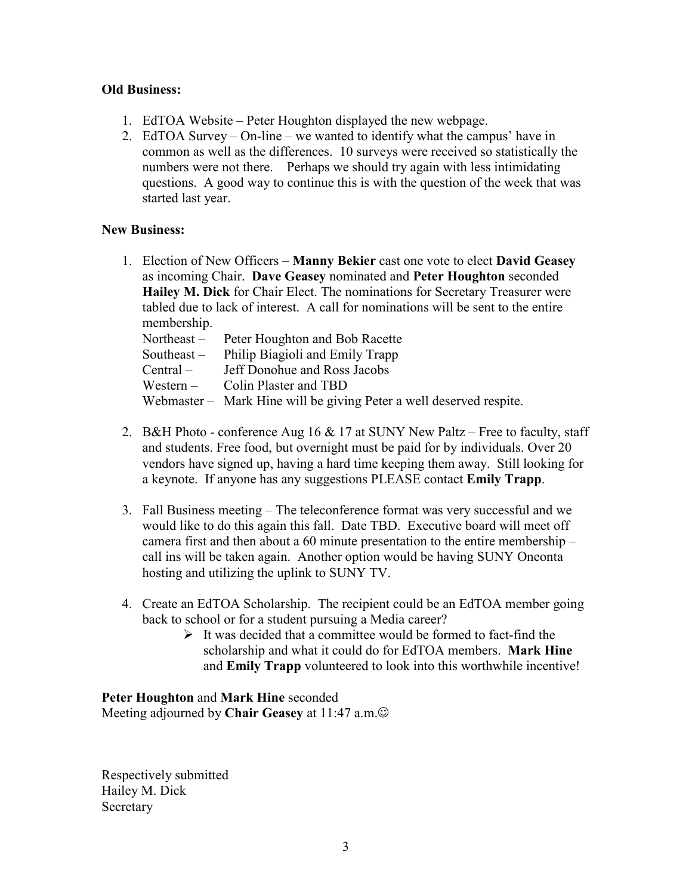**Old Business:**

1. EdTOA Website – Peter Houghton displayed the new webpage.
2. EdTOA Survey – On-line – we wanted to identify what the campus' have in common as well as the differences. 10 surveys were received so statistically the numbers were not there. Perhaps we should try again with less intimidating questions. A good way to continue this is with the question of the week that was started last year.

**New Business:**

1. Election of New Officers – **Manny Bekier** cast one vote to elect **David Geasey** as incoming Chair. **Dave Geasey** nominated and **Peter Houghton** seconded **Hailey M. Dick** for Chair Elect. The nominations for Secretary Treasurer were tabled due to lack of interest. A call for nominations will be sent to the entire membership.
   Northeast – Peter Houghton and Bob Racette
   Southeast – Philip Biagioli and Emily Trapp
   Central – Jeff Donohue and Ross Jacobs
   Western – Colin Plaster and TBD
   Webmaster – Mark Hine will be giving Peter a well deserved respite.

2. B&H Photo - conference Aug 16 & 17 at SUNY New Paltz – Free to faculty, staff and students. Free food, but overnight must be paid for by individuals. Over 20 vendors have signed up, having a hard time keeping them away. Still looking for a keynote. If anyone has any suggestions PLEASE contact **Emily Trapp**.

3. Fall Business meeting – The teleconference format was very successful and we would like to do this again this fall. Date TBD. Executive board will meet off camera first and then about a 60 minute presentation to the entire membership – call ins will be taken again. Another option would be having SUNY Oneonta hosting and utilizing the uplink to SUNY TV.

4. Create an EdTOA Scholarship. The recipient could be an EdTOA member going back to school or for a student pursuing a Media career?
   - It was decided that a committee would be formed to fact-find the scholarship and what it could do for EdTOA members. **Mark Hine** and **Emily Trapp** volunteered to look into this worthwhile incentive!

**Peter Houghton** and **Mark Hine** seconded
Meeting adjourned by **Chair Geasey** at 11:47 a.m.☺

Respectively submitted
Hailey M. Dick
Secretary